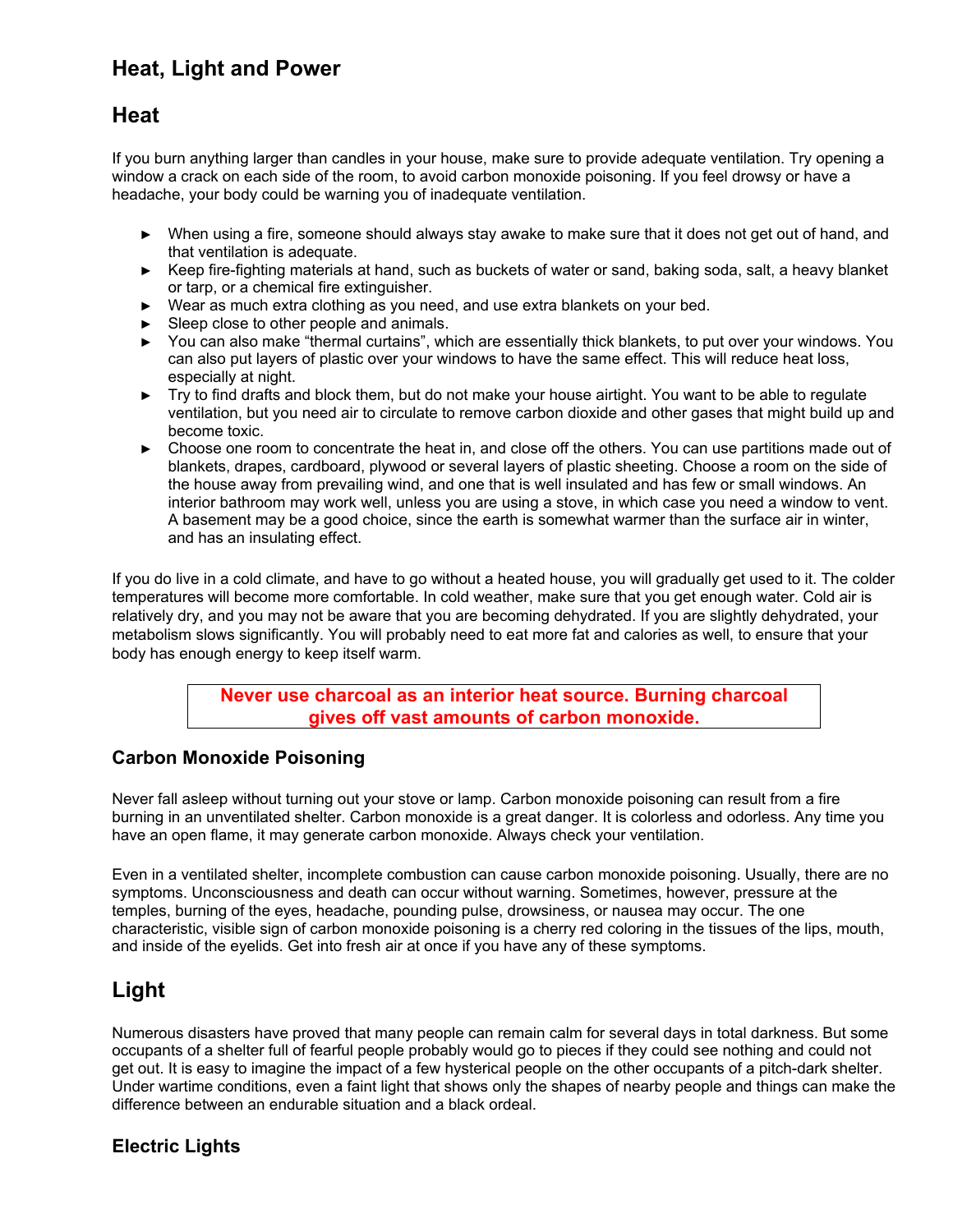# Heat, Light and Power

## Heat

If you burn anything larger than candles in your house, make sure to provide adequate ventilation. Try opening a window a crack on each side of the room, to avoid carbon monoxide poisoning. If you feel drowsy or have a headache, your body could be warning you of inadequate ventilation.

- When using a fire, someone should always stay awake to make sure that it does not get out of hand, and that ventilation is adequate.
- Keep fire-fighting materials at hand, such as buckets of water or sand, baking soda, salt, a heavy blanket or tarp, or a chemical fire extinguisher.
- Wear as much extra clothing as you need, and use extra blankets on your bed.
- Sleep close to other people and animals.
- You can also make "thermal curtains", which are essentially thick blankets, to put over your windows. You can also put layers of plastic over your windows to have the same effect. This will reduce heat loss, especially at night.
- Try to find drafts and block them, but do not make your house airtight. You want to be able to regulate ventilation, but you need air to circulate to remove carbon dioxide and other gases that might build up and become toxic.
- Choose one room to concentrate the heat in, and close off the others. You can use partitions made out of blankets, drapes, cardboard, plywood or several layers of plastic sheeting. Choose a room on the side of the house away from prevailing wind, and one that is well insulated and has few or small windows. An interior bathroom may work well, unless you are using a stove, in which case you need a window to vent. A basement may be a good choice, since the earth is somewhat warmer than the surface air in winter, and has an insulating effect.

If you do live in a cold climate, and have to go without a heated house, you will gradually get used to it. The colder temperatures will become more comfortable. In cold weather, make sure that you get enough water. Cold air is relatively dry, and you may not be aware that you are becoming dehydrated. If you are slightly dehydrated, your metabolism slows significantly. You will probably need to eat more fat and calories as well, to ensure that your body has enough energy to keep itself warm.

**Never use charcoal as an interior heat source. Burning charcoal gives off vast amounts of carbon monoxide.**

### Carbon Monoxide Poisoning

Never fall asleep without turning out your stove or lamp. Carbon monoxide poisoning can result from a fire burning in an unventilated shelter. Carbon monoxide is a great danger. It is colorless and odorless. Any time you have an open flame, it may generate carbon monoxide. Always check your ventilation.

Even in a ventilated shelter, incomplete combustion can cause carbon monoxide poisoning. Usually, there are no symptoms. Unconsciousness and death can occur without warning. Sometimes, however, pressure at the temples, burning of the eyes, headache, pounding pulse, drowsiness, or nausea may occur. The one characteristic, visible sign of carbon monoxide poisoning is a cherry red coloring in the tissues of the lips, mouth, and inside of the eyelids. Get into fresh air at once if you have any of these symptoms.

## Light

Numerous disasters have proved that many people can remain calm for several days in total darkness. But some occupants of a shelter full of fearful people probably would go to pieces if they could see nothing and could not get out. It is easy to imagine the impact of a few hysterical people on the other occupants of a pitch-dark shelter. Under wartime conditions, even a faint light that shows only the shapes of nearby people and things can make the difference between an endurable situation and a black ordeal.

### Electric Lights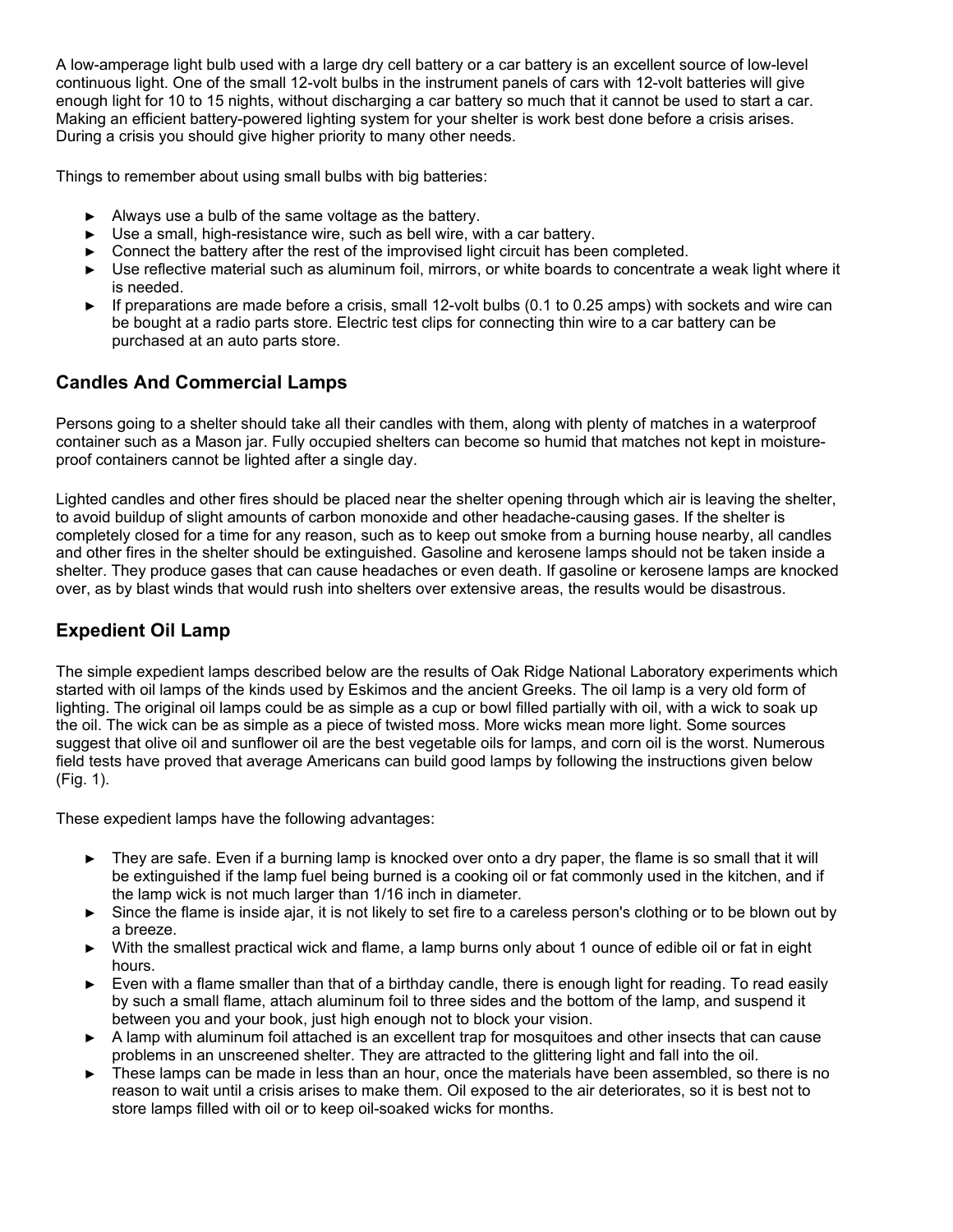A low-amperage light bulb used with a large dry cell battery or a car battery is an excellent source of low-level continuous light. One of the small 12-volt bulbs in the instrument panels of cars with 12-volt batteries will give enough light for 10 to 15 nights, without discharging a car battery so much that it cannot be used to start a car. Making an efficient battery-powered lighting system for your shelter is work best done before a crisis arises. During a crisis you should give higher priority to many other needs.

Things to remember about using small bulbs with big batteries:

- Always use a bulb of the same voltage as the battery.
- Use a small, high-resistance wire, such as bell wire, with a car battery.
- Connect the battery after the rest of the improvised light circuit has been completed.
- Use reflective material such as aluminum foil, mirrors, or white boards to concentrate a weak light where it is needed.
- If preparations are made before a crisis, small 12-volt bulbs (0.1 to 0.25 amps) with sockets and wire can be bought at a radio parts store. Electric test clips for connecting thin wire to a car battery can be purchased at an auto parts store.

## Candles And Commercial Lamps

Persons going to a shelter should take all their candles with them, along with plenty of matches in a waterproof container such as a Mason jar. Fully occupied shelters can become so humid that matches not kept in moisture-proof containers cannot be lighted after a single day.

Lighted candles and other fires should be placed near the shelter opening through which air is leaving the shelter, to avoid buildup of slight amounts of carbon monoxide and other headache-causing gases. If the shelter is completely closed for a time for any reason, such as to keep out smoke from a burning house nearby, all candles and other fires in the shelter should be extinguished. Gasoline and kerosene lamps should not be taken inside a shelter. They produce gases that can cause headaches or even death. If gasoline or kerosene lamps are knocked over, as by blast winds that would rush into shelters over extensive areas, the results would be disastrous.

## Expedient Oil Lamp

The simple expedient lamps described below are the results of Oak Ridge National Laboratory experiments which started with oil lamps of the kinds used by Eskimos and the ancient Greeks. The oil lamp is a very old form of lighting. The original oil lamps could be as simple as a cup or bowl filled partially with oil, with a wick to soak up the oil. The wick can be as simple as a piece of twisted moss. More wicks mean more light. Some sources suggest that olive oil and sunflower oil are the best vegetable oils for lamps, and corn oil is the worst. Numerous field tests have proved that average Americans can build good lamps by following the instructions given below (Fig. 1).

These expedient lamps have the following advantages:

- They are safe. Even if a burning lamp is knocked over onto a dry paper, the flame is so small that it will be extinguished if the lamp fuel being burned is a cooking oil or fat commonly used in the kitchen, and if the lamp wick is not much larger than 1/16 inch in diameter.
- Since the flame is inside ajar, it is not likely to set fire to a careless person's clothing or to be blown out by a breeze.
- With the smallest practical wick and flame, a lamp burns only about 1 ounce of edible oil or fat in eight hours.
- Even with a flame smaller than that of a birthday candle, there is enough light for reading. To read easily by such a small flame, attach aluminum foil to three sides and the bottom of the lamp, and suspend it between you and your book, just high enough not to block your vision.
- A lamp with aluminum foil attached is an excellent trap for mosquitoes and other insects that can cause problems in an unscreened shelter. They are attracted to the glittering light and fall into the oil.
- These lamps can be made in less than an hour, once the materials have been assembled, so there is no reason to wait until a crisis arises to make them. Oil exposed to the air deteriorates, so it is best not to store lamps filled with oil or to keep oil-soaked wicks for months.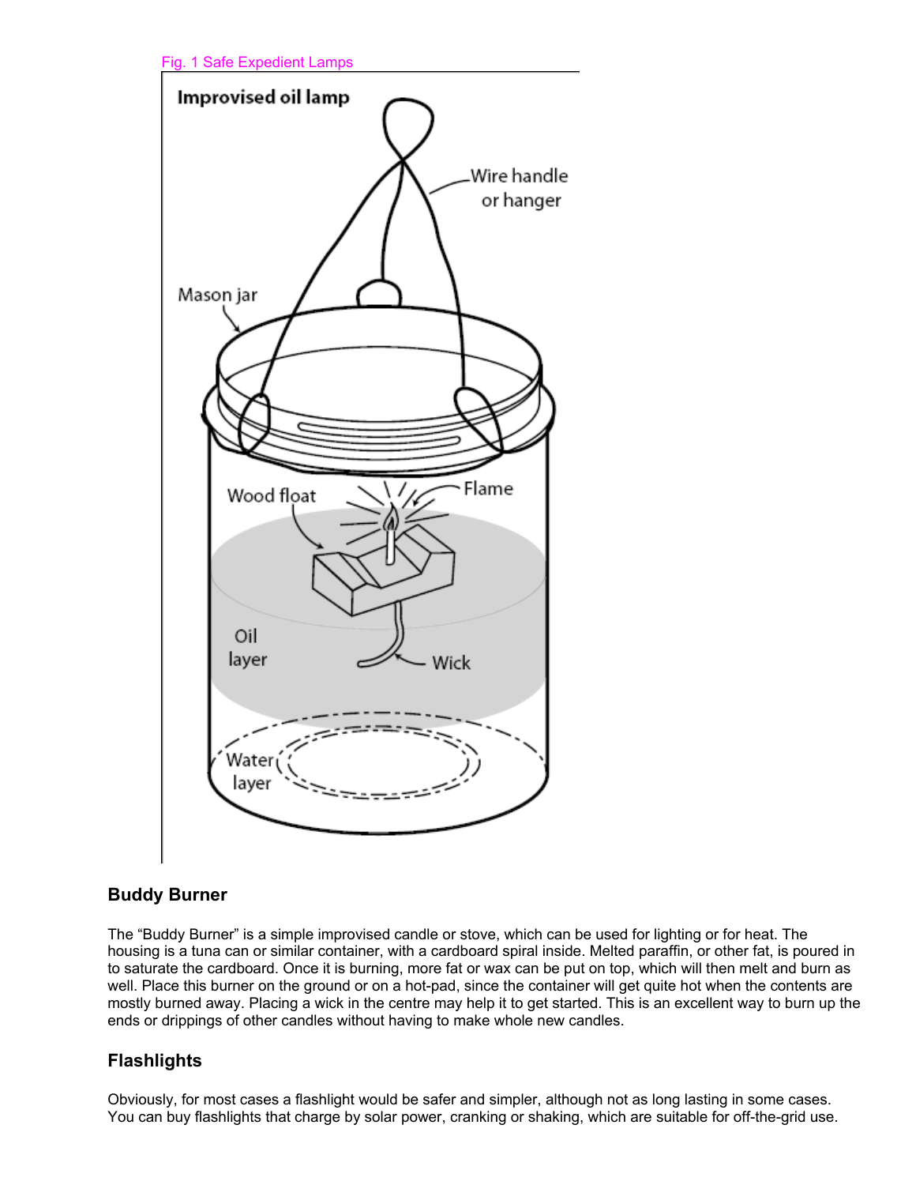Fig. 1 Safe Expedient Lamps

## Buddy Burner

The "Buddy Burner" is a simple improvised candle or stove, which can be used for lighting or for heat. The housing is a tuna can or similar container, with a cardboard spiral inside. Melted paraffin, or other fat, is poured in to saturate the cardboard. Once it is burning, more fat or wax can be put on top, which will then melt and burn as well. Place this burner on the ground or on a hot-pad, since the container will get quite hot when the contents are mostly burned away. Placing a wick in the centre may help it to get started. This is an excellent way to burn up the ends or drippings of other candles without having to make whole new candles.

## Flashlights

Obviously, for most cases a flashlight would be safer and simpler, although not as long lasting in some cases. You can buy flashlights that charge by solar power, cranking or shaking, which are suitable for off-the-grid use.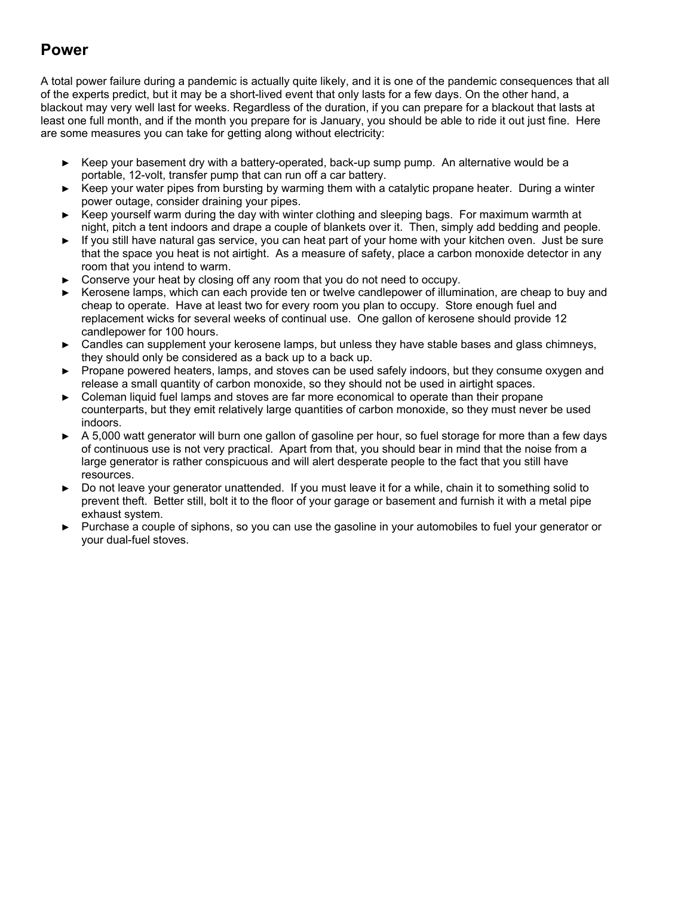## Power

A total power failure during a pandemic is actually quite likely, and it is one of the pandemic consequences that all of the experts predict, but it may be a short-lived event that only lasts for a few days. On the other hand, a blackout may very well last for weeks. Regardless of the duration, if you can prepare for a blackout that lasts at least one full month, and if the month you prepare for is January, you should be able to ride it out just fine. Here are some measures you can take for getting along without electricity:

- Keep your basement dry with a battery-operated, back-up sump pump. An alternative would be a portable, 12-volt, transfer pump that can run off a car battery.
- Keep your water pipes from bursting by warming them with a catalytic propane heater. During a winter power outage, consider draining your pipes.
- Keep yourself warm during the day with winter clothing and sleeping bags. For maximum warmth at night, pitch a tent indoors and drape a couple of blankets over it. Then, simply add bedding and people.
- If you still have natural gas service, you can heat part of your home with your kitchen oven. Just be sure that the space you heat is not airtight. As a measure of safety, place a carbon monoxide detector in any room that you intend to warm.
- Conserve your heat by closing off any room that you do not need to occupy.
- Kerosene lamps, which can each provide ten or twelve candlepower of illumination, are cheap to buy and cheap to operate. Have at least two for every room you plan to occupy. Store enough fuel and replacement wicks for several weeks of continual use. One gallon of kerosene should provide 12 candlepower for 100 hours.
- Candles can supplement your kerosene lamps, but unless they have stable bases and glass chimneys, they should only be considered as a back up to a back up.
- Propane powered heaters, lamps, and stoves can be used safely indoors, but they consume oxygen and release a small quantity of carbon monoxide, so they should not be used in airtight spaces.
- Coleman liquid fuel lamps and stoves are far more economical to operate than their propane counterparts, but they emit relatively large quantities of carbon monoxide, so they must never be used indoors.
- A 5,000 watt generator will burn one gallon of gasoline per hour, so fuel storage for more than a few days of continuous use is not very practical. Apart from that, you should bear in mind that the noise from a large generator is rather conspicuous and will alert desperate people to the fact that you still have resources.
- Do not leave your generator unattended. If you must leave it for a while, chain it to something solid to prevent theft. Better still, bolt it to the floor of your garage or basement and furnish it with a metal pipe exhaust system.
- Purchase a couple of siphons, so you can use the gasoline in your automobiles to fuel your generator or your dual-fuel stoves.